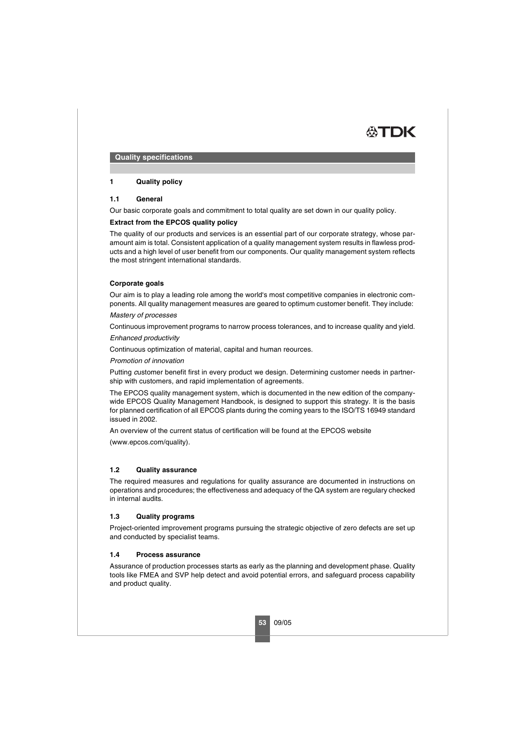## Quality specifications

### 1 Quality policy

#### 1.1 General

Our basic corporate goals and commitment to total quality are set down in our quality policy.

**Extract from the EPCOS quality policy**

The quality of our products and services is an essential part of our corporate strategy, whose paramount aim is total. Consistent application of a quality management system results in flawless products and a high level of user benefit from our components. Our quality management system reflects the most stringent international standards.

**Corporate goals**

Our aim is to play a leading role among the world's most competitive companies in electronic components. All quality management measures are geared to optimum customer benefit. They include:

*Mastery of processes*

Continuous improvement programs to narrow process tolerances, and to increase quality and yield.

*Enhanced productivity*

Continuous optimization of material, capital and human reources.

*Promotion of innovation*

Putting customer benefit first in every product we design. Determining customer needs in partnership with customers, and rapid implementation of agreements.

The EPCOS quality management system, which is documented in the new edition of the companywide EPCOS Quality Management Handbook, is designed to support this strategy. It is the basis for planned certification of all EPCOS plants during the coming years to the ISO/TS 16949 standard issued in 2002.

An overview of the current status of certification will be found at the EPCOS website (www.epcos.com/quality).

#### 1.2 Quality assurance

The required measures and regulations for quality assurance are documented in instructions on operations and procedures; the effectiveness and adequacy of the QA system are regulary checked in internal audits.

#### 1.3 Quality programs

Project-oriented improvement programs pursuing the strategic objective of zero defects are set up and conducted by specialist teams.

#### 1.4 Process assurance

Assurance of production processes starts as early as the planning and development phase. Quality tools like FMEA and SVP help detect and avoid potential errors, and safeguard process capability and product quality.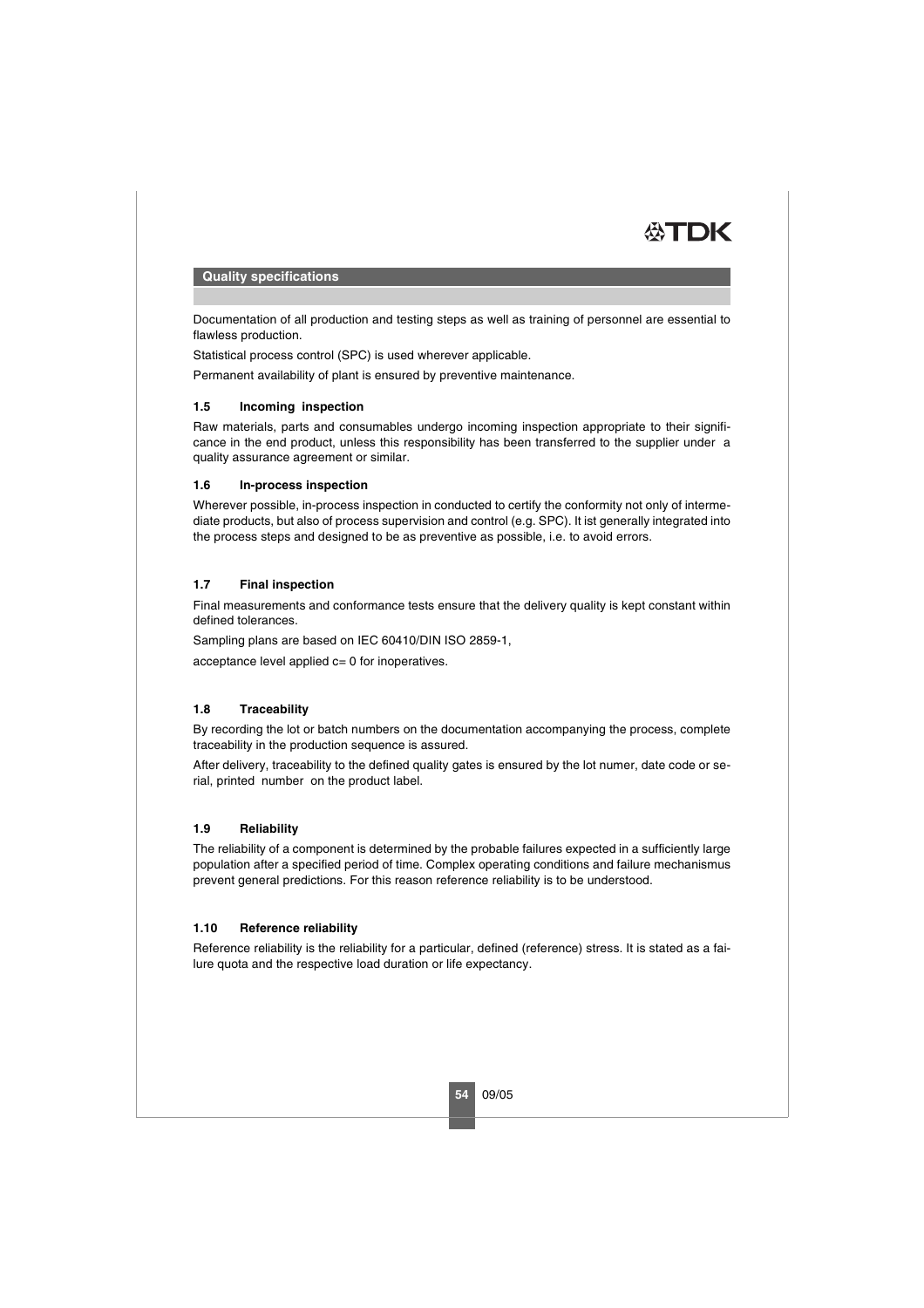## Quality specifications

Documentation of all production and testing steps as well as training of personnel are essential to flawless production.

Statistical process control (SPC) is used wherever applicable.

Permanent availability of plant is ensured by preventive maintenance.

### 1.5 Incoming inspection

Raw materials, parts and consumables undergo incoming inspection appropriate to their significance in the end product, unless this responsibility has been transferred to the supplier under a quality assurance agreement or similar.

### 1.6 In-process inspection

Wherever possible, in-process inspection in conducted to certify the conformity not only of intermediate products, but also of process supervision and control (e.g. SPC). It ist generally integrated into the process steps and designed to be as preventive as possible, i.e. to avoid errors.

### 1.7 Final inspection

Final measurements and conformance tests ensure that the delivery quality is kept constant within defined tolerances.

Sampling plans are based on IEC 60410/DIN ISO 2859-1,

acceptance level applied c= 0 for inoperatives.

### 1.8 Traceability

By recording the lot or batch numbers on the documentation accompanying the process, complete traceability in the production sequence is assured.

After delivery, traceability to the defined quality gates is ensured by the lot numer, date code or serial, printed number on the product label.

### 1.9 Reliability

The reliability of a component is determined by the probable failures expected in a sufficiently large population after a specified period of time. Complex operating conditions and failure mechanismus prevent general predictions. For this reason reference reliability is to be understood.

### 1.10 Reference reliability

Reference reliability is the reliability for a particular, defined (reference) stress. It is stated as a failure quota and the respective load duration or life expectancy.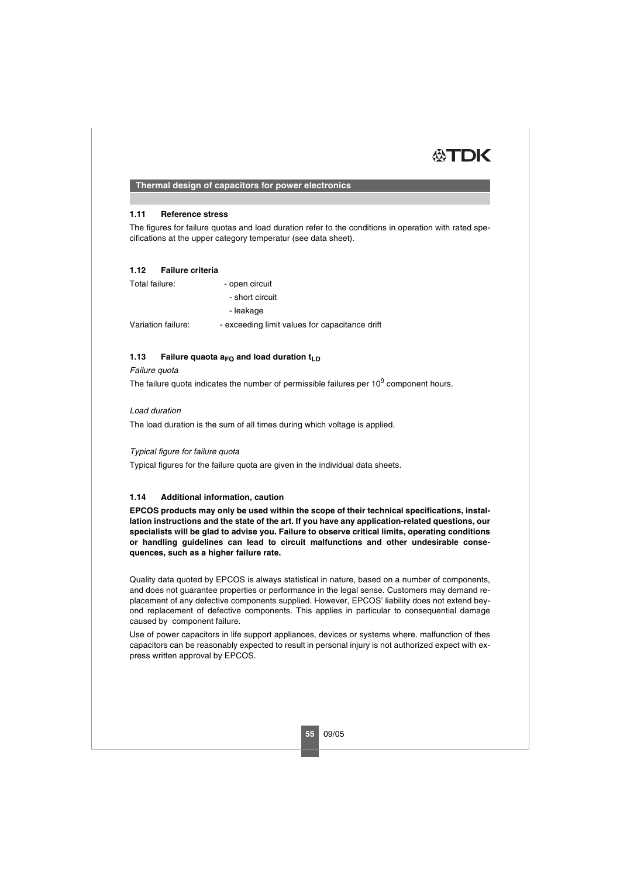## Thermal design of capacitors for power electronics

### 1.11 Reference stress

The figures for failure quotas and load duration refer to the conditions in operation with rated specifications at the upper category temperatur (see data sheet).

### 1.12 Failure criteria

Total failure:
- open circuit
- short circuit
- leakage

Variation failure:
- exceeding limit values for capacitance drift

### 1.13 Failure quaota $a_{FQ}$ and load duration $t_{LD}$

*Failure quota*

The failure quota indicates the number of permissible failures per $10^9$ component hours.

*Load duration*

The load duration is the sum of all times during which voltage is applied.

*Typical figure for failure quota*

Typical figures for the failure quota are given in the individual data sheets.

### 1.14 Additional information, caution

**EPCOS products may only be used within the scope of their technical specifications, installation instructions and the state of the art. If you have any application-related questions, our specialists will be glad to advise you. Failure to observe critical limits, operating conditions or handling guidelines can lead to circuit malfunctions and other undesirable consequences, such as a higher failure rate.**

Quality data quoted by EPCOS is always statistical in nature, based on a number of components, and does not guarantee properties or performance in the legal sense. Customers may demand replacement of any defective components supplied. However, EPCOS' liability does not extend beyond replacement of defective components. This applies in particular to consequential damage caused by component failure.

Use of power capacitors in life support appliances, devices or systems where. malfunction of thes capacitors can be reasonably expected to result in personal injury is not authorized expect with express written approval by EPCOS.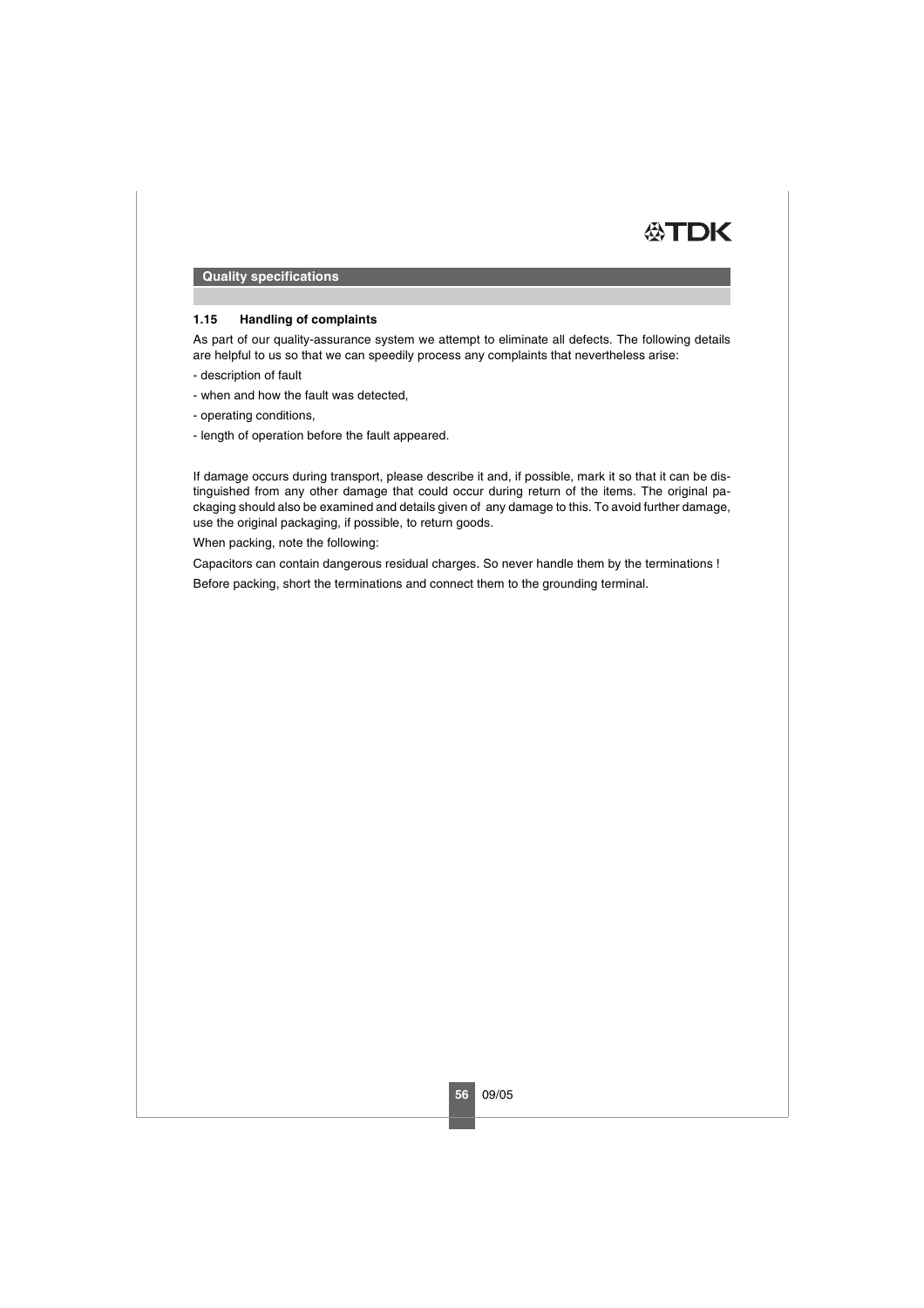## Quality specifications

### 1.15 Handling of complaints

As part of our quality-assurance system we attempt to eliminate all defects. The following details are helpful to us so that we can speedily process any complaints that nevertheless arise:

- description of fault
- when and how the fault was detected,
- operating conditions,
- length of operation before the fault appeared.

If damage occurs during transport, please describe it and, if possible, mark it so that it can be distinguished from any other damage that could occur during return of the items. The original packaging should also be examined and details given of any damage to this. To avoid further damage, use the original packaging, if possible, to return goods.

When packing, note the following:

Capacitors can contain dangerous residual charges. So never handle them by the terminations !

Before packing, short the terminations and connect them to the grounding terminal.